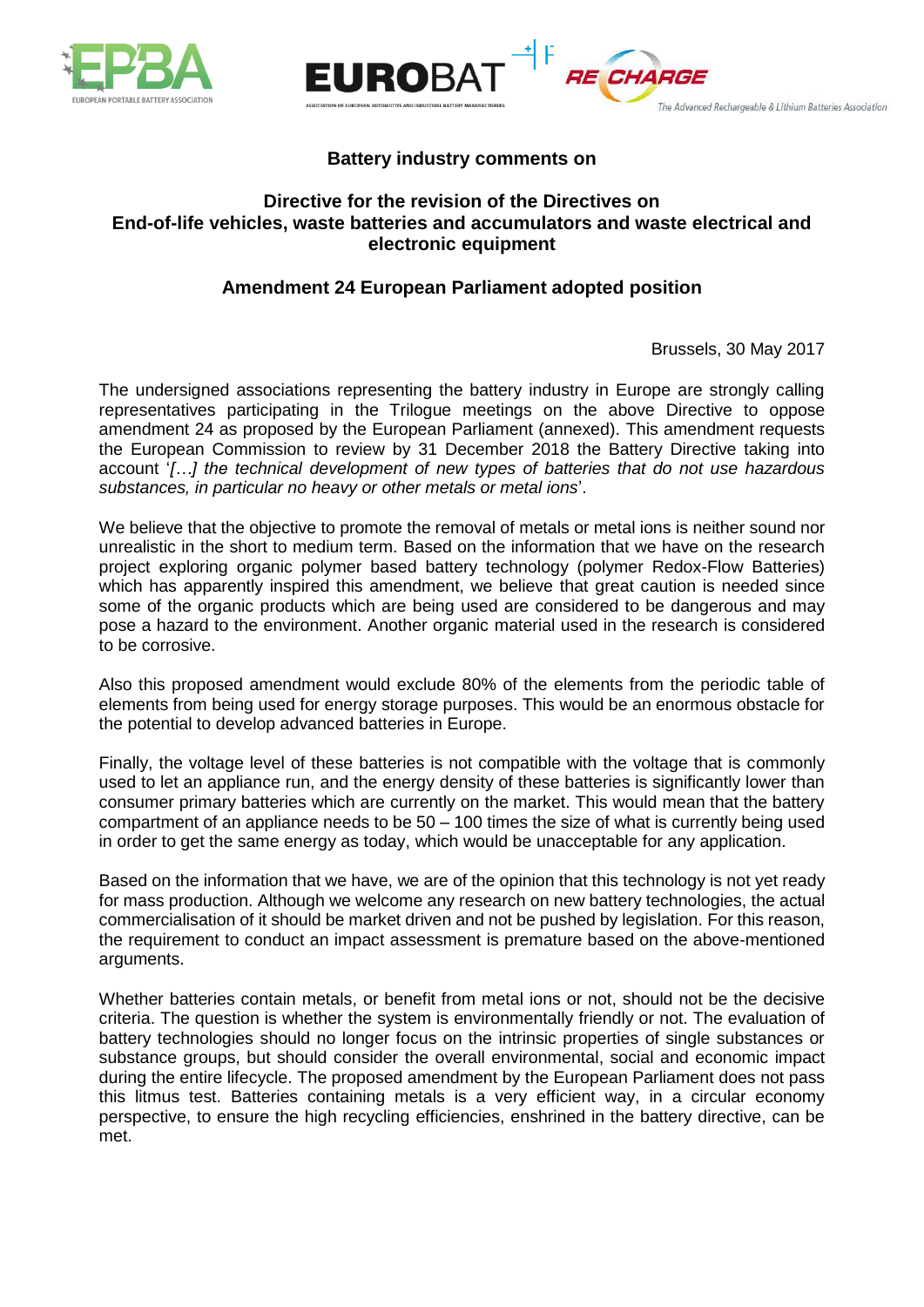EPBA — EUROPEAN PORTABLE BATTERY ASSOCIATION

EUROBAT — ASSOCIATION OF EUROPEAN AUTOMOTIVE AND INDUSTRIAL BATTERY MANUFACTURERS

RECHARGE — The Advanced Rechargeable & Lithium Batteries Association

**Battery industry comments on**

**Directive for the revision of the Directives on End-of-life vehicles, waste batteries and accumulators and waste electrical and electronic equipment**

**Amendment 24 European Parliament adopted position**

Brussels, 30 May 2017

The undersigned associations representing the battery industry in Europe are strongly calling representatives participating in the Trilogue meetings on the above Directive to oppose amendment 24 as proposed by the European Parliament (annexed). This amendment requests the European Commission to review by 31 December 2018 the Battery Directive taking into account '*[…] the technical development of new types of batteries that do not use hazardous substances, in particular no heavy or other metals or metal ions*'.

We believe that the objective to promote the removal of metals or metal ions is neither sound nor unrealistic in the short to medium term. Based on the information that we have on the research project exploring organic polymer based battery technology (polymer Redox-Flow Batteries) which has apparently inspired this amendment, we believe that great caution is needed since some of the organic products which are being used are considered to be dangerous and may pose a hazard to the environment. Another organic material used in the research is considered to be corrosive.

Also this proposed amendment would exclude 80% of the elements from the periodic table of elements from being used for energy storage purposes. This would be an enormous obstacle for the potential to develop advanced batteries in Europe.

Finally, the voltage level of these batteries is not compatible with the voltage that is commonly used to let an appliance run, and the energy density of these batteries is significantly lower than consumer primary batteries which are currently on the market. This would mean that the battery compartment of an appliance needs to be 50 – 100 times the size of what is currently being used in order to get the same energy as today, which would be unacceptable for any application.

Based on the information that we have, we are of the opinion that this technology is not yet ready for mass production. Although we welcome any research on new battery technologies, the actual commercialisation of it should be market driven and not be pushed by legislation. For this reason, the requirement to conduct an impact assessment is premature based on the above-mentioned arguments.

Whether batteries contain metals, or benefit from metal ions or not, should not be the decisive criteria. The question is whether the system is environmentally friendly or not. The evaluation of battery technologies should no longer focus on the intrinsic properties of single substances or substance groups, but should consider the overall environmental, social and economic impact during the entire lifecycle. The proposed amendment by the European Parliament does not pass this litmus test. Batteries containing metals is a very efficient way, in a circular economy perspective, to ensure the high recycling efficiencies, enshrined in the battery directive, can be met.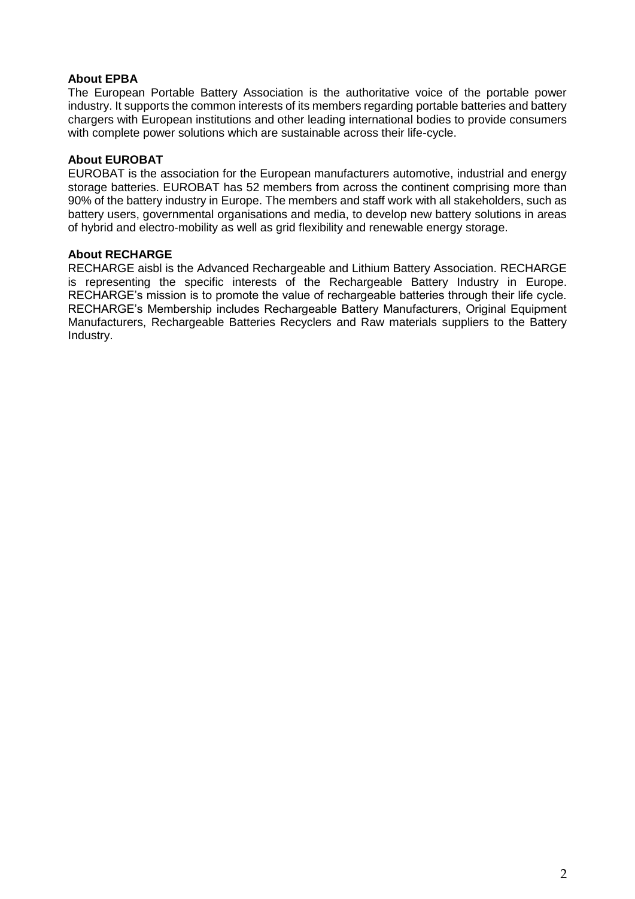**About EPBA**

The European Portable Battery Association is the authoritative voice of the portable power industry. It supports the common interests of its members regarding portable batteries and battery chargers with European institutions and other leading international bodies to provide consumers with complete power solutions which are sustainable across their life-cycle.

**About EUROBAT**

EUROBAT is the association for the European manufacturers automotive, industrial and energy storage batteries. EUROBAT has 52 members from across the continent comprising more than 90% of the battery industry in Europe. The members and staff work with all stakeholders, such as battery users, governmental organisations and media, to develop new battery solutions in areas of hybrid and electro-mobility as well as grid flexibility and renewable energy storage.

**About RECHARGE**

RECHARGE aisbl is the Advanced Rechargeable and Lithium Battery Association. RECHARGE is representing the specific interests of the Rechargeable Battery Industry in Europe. RECHARGE's mission is to promote the value of rechargeable batteries through their life cycle. RECHARGE's Membership includes Rechargeable Battery Manufacturers, Original Equipment Manufacturers, Rechargeable Batteries Recyclers and Raw materials suppliers to the Battery Industry.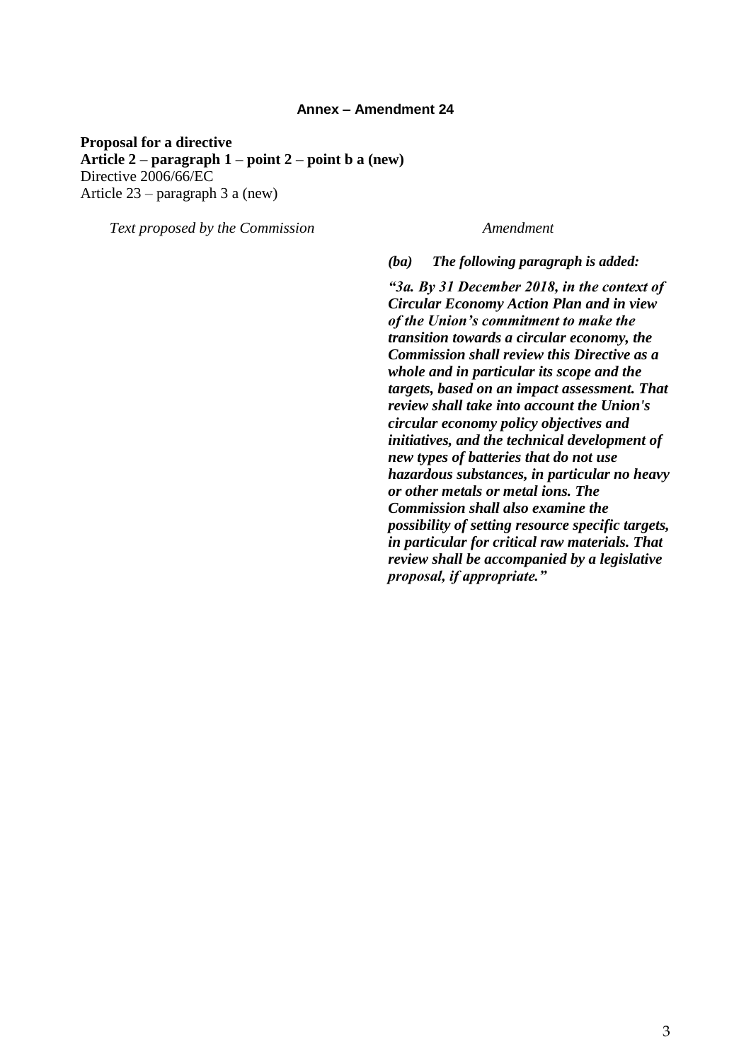**Annex – Amendment 24**

**Proposal for a directive**
**Article 2 – paragraph 1 – point 2 – point b a (new)**
Directive 2006/66/EC
Article 23 – paragraph 3 a (new)

| *Text proposed by the Commission* | *Amendment* |
|---|---|
| | ***(ba) The following paragraph is added:*** |
| | ***"3a. By 31 December 2018, in the context of Circular Economy Action Plan and in view of the Union's commitment to make the transition towards a circular economy, the Commission shall review this Directive as a whole and in particular its scope and the targets, based on an impact assessment. That review shall take into account the Union's circular economy policy objectives and initiatives, and the technical development of new types of batteries that do not use hazardous substances, in particular no heavy or other metals or metal ions. The Commission shall also examine the possibility of setting resource specific targets, in particular for critical raw materials. That review shall be accompanied by a legislative proposal, if appropriate."*** |